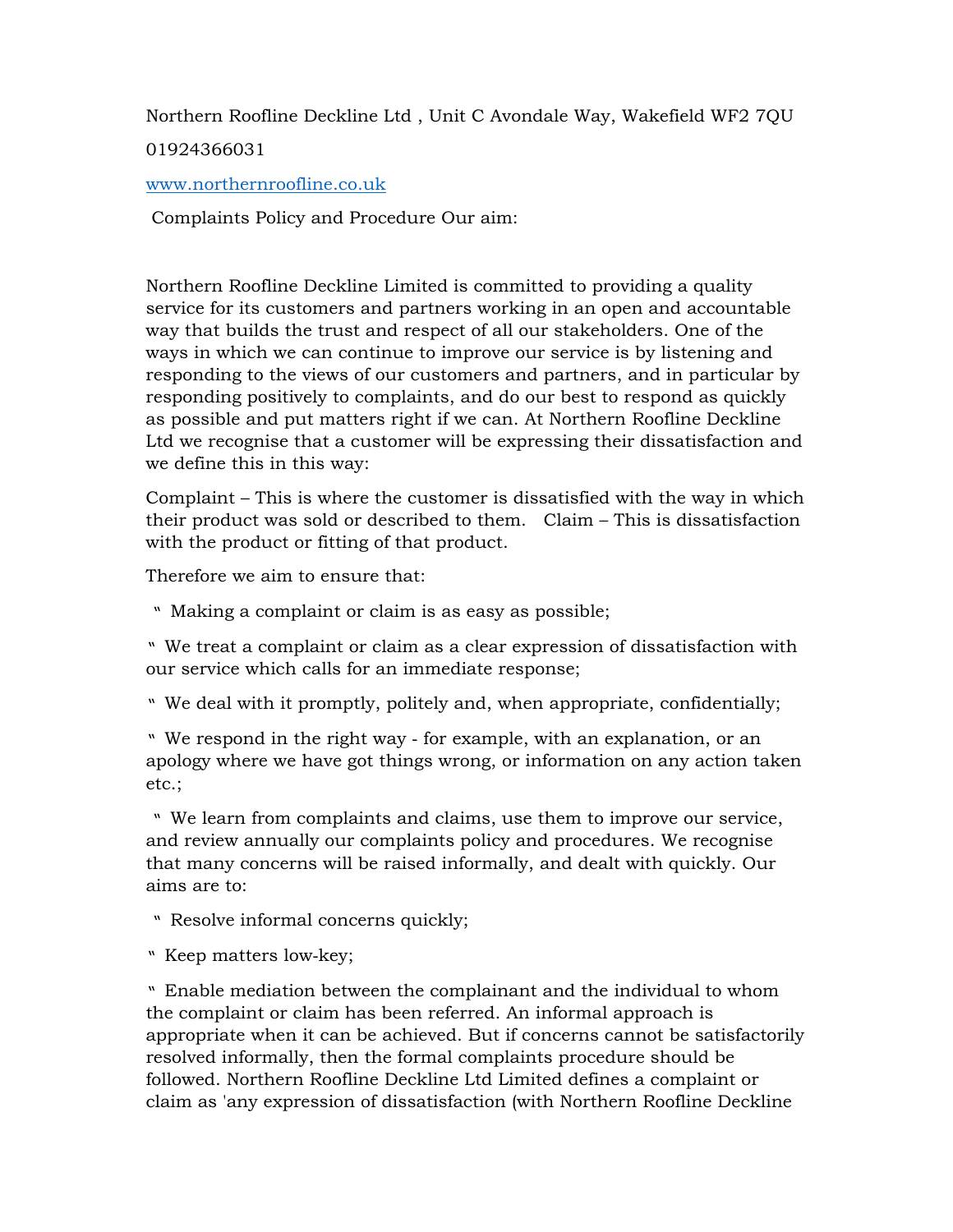Northern Roofline Deckline Ltd , Unit C Avondale Way, Wakefield WF2 7QU

01924366031

www.northernroofline.co.uk

Complaints Policy and Procedure Our aim:

Northern Roofline Deckline Limited is committed to providing a quality service for its customers and partners working in an open and accountable way that builds the trust and respect of all our stakeholders. One of the ways in which we can continue to improve our service is by listening and responding to the views of our customers and partners, and in particular by responding positively to complaints, and do our best to respond as quickly as possible and put matters right if we can. At Northern Roofline Deckline Ltd we recognise that a customer will be expressing their dissatisfaction and we define this in this way:

Complaint – This is where the customer is dissatisfied with the way in which their product was sold or described to them. Claim – This is dissatisfaction with the product or fitting of that product.

Therefore we aim to ensure that:

- Making a complaint or claim is as easy as possible;
- We treat a complaint or claim as a clear expression of dissatisfaction with our service which calls for an immediate response;
- We deal with it promptly, politely and, when appropriate, confidentially;
- We respond in the right way - for example, with an explanation, or an apology where we have got things wrong, or information on any action taken etc.;
- We learn from complaints and claims, use them to improve our service, and review annually our complaints policy and procedures. We recognise that many concerns will be raised informally, and dealt with quickly. Our aims are to:
- Resolve informal concerns quickly;
- Keep matters low-key;
- Enable mediation between the complainant and the individual to whom the complaint or claim has been referred. An informal approach is appropriate when it can be achieved. But if concerns cannot be satisfactorily resolved informally, then the formal complaints procedure should be followed. Northern Roofline Deckline Ltd Limited defines a complaint or claim as 'any expression of dissatisfaction (with Northern Roofline Deckline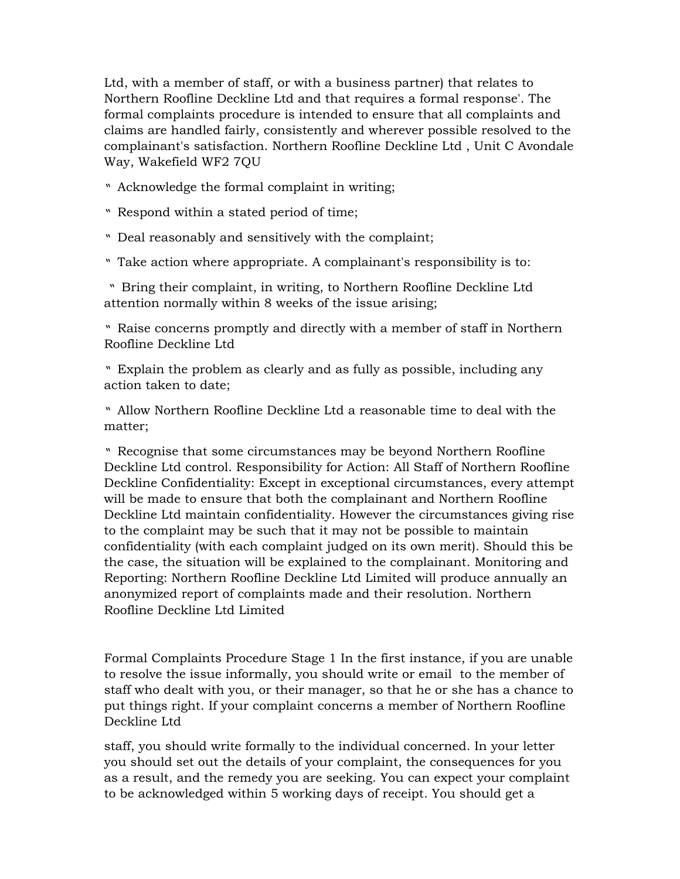Ltd, with a member of staff, or with a business partner) that relates to Northern Roofline Deckline Ltd and that requires a formal response'. The formal complaints procedure is intended to ensure that all complaints and claims are handled fairly, consistently and wherever possible resolved to the complainant's satisfaction. Northern Roofline Deckline Ltd , Unit C Avondale Way, Wakefield WF2 7QU

‟ Acknowledge the formal complaint in writing;

‟ Respond within a stated period of time;

‟ Deal reasonably and sensitively with the complaint;

‟ Take action where appropriate. A complainant's responsibility is to:

‟ Bring their complaint, in writing, to Northern Roofline Deckline Ltd attention normally within 8 weeks of the issue arising;

‟ Raise concerns promptly and directly with a member of staff in Northern Roofline Deckline Ltd

‟ Explain the problem as clearly and as fully as possible, including any action taken to date;

‟ Allow Northern Roofline Deckline Ltd a reasonable time to deal with the matter;

‟ Recognise that some circumstances may be beyond Northern Roofline Deckline Ltd control. Responsibility for Action: All Staff of Northern Roofline Deckline Confidentiality: Except in exceptional circumstances, every attempt will be made to ensure that both the complainant and Northern Roofline Deckline Ltd maintain confidentiality. However the circumstances giving rise to the complaint may be such that it may not be possible to maintain confidentiality (with each complaint judged on its own merit). Should this be the case, the situation will be explained to the complainant. Monitoring and Reporting: Northern Roofline Deckline Ltd Limited will produce annually an anonymized report of complaints made and their resolution. Northern Roofline Deckline Ltd Limited

Formal Complaints Procedure Stage 1 In the first instance, if you are unable to resolve the issue informally, you should write or email to the member of staff who dealt with you, or their manager, so that he or she has a chance to put things right. If your complaint concerns a member of Northern Roofline Deckline Ltd

staff, you should write formally to the individual concerned. In your letter you should set out the details of your complaint, the consequences for you as a result, and the remedy you are seeking. You can expect your complaint to be acknowledged within 5 working days of receipt. You should get a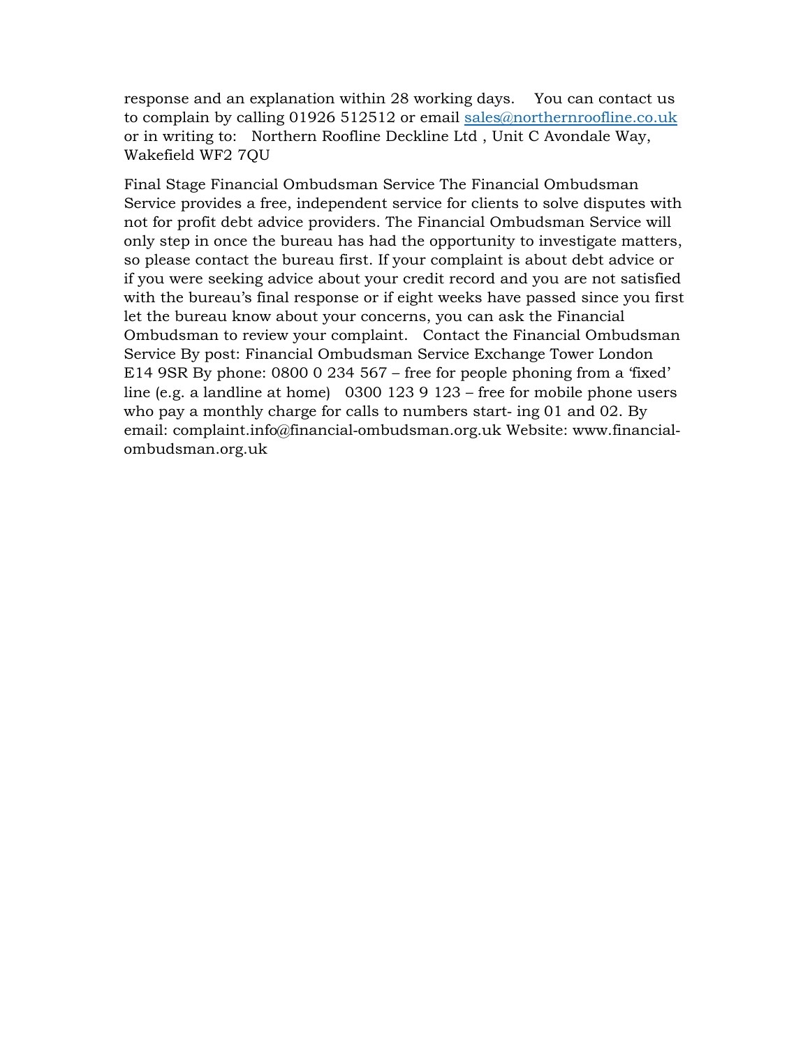response and an explanation within 28 working days.   You can contact us to complain by calling 01926 512512 or email sales@northernroofline.co.uk or in writing to:  Northern Roofline Deckline Ltd , Unit C Avondale Way, Wakefield WF2 7QU

Final Stage Financial Ombudsman Service The Financial Ombudsman Service provides a free, independent service for clients to solve disputes with not for profit debt advice providers. The Financial Ombudsman Service will only step in once the bureau has had the opportunity to investigate matters, so please contact the bureau first. If your complaint is about debt advice or if you were seeking advice about your credit record and you are not satisfied with the bureau's final response or if eight weeks have passed since you first let the bureau know about your concerns, you can ask the Financial Ombudsman to review your complaint.  Contact the Financial Ombudsman Service By post: Financial Ombudsman Service Exchange Tower London E14 9SR By phone: 0800 0 234 567 – free for people phoning from a 'fixed' line (e.g. a landline at home)  0300 123 9 123 – free for mobile phone users who pay a monthly charge for calls to numbers start- ing 01 and 02. By email: complaint.info@financial-ombudsman.org.uk Website: www.financial-ombudsman.org.uk